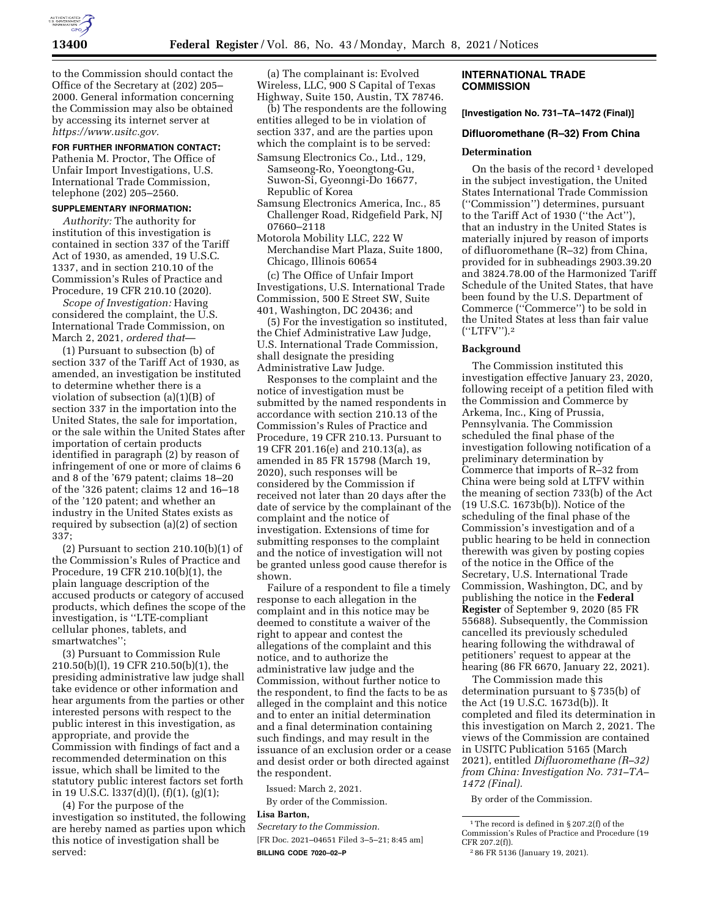to the Commission should contact the Office of the Secretary at (202) 205–2000. General information concerning the Commission may also be obtained by accessing its internet server at *https://www.usitc.gov.*

**FOR FURTHER INFORMATION CONTACT:** Pathenia M. Proctor, The Office of Unfair Import Investigations, U.S. International Trade Commission, telephone (202) 205–2560.

**SUPPLEMENTARY INFORMATION:**

*Authority:* The authority for institution of this investigation is contained in section 337 of the Tariff Act of 1930, as amended, 19 U.S.C. 1337, and in section 210.10 of the Commission's Rules of Practice and Procedure, 19 CFR 210.10 (2020).

*Scope of Investigation:* Having considered the complaint, the U.S. International Trade Commission, on March 2, 2021, *ordered that*—

(1) Pursuant to subsection (b) of section 337 of the Tariff Act of 1930, as amended, an investigation be instituted to determine whether there is a violation of subsection (a)(1)(B) of section 337 in the importation into the United States, the sale for importation, or the sale within the United States after importation of certain products identified in paragraph (2) by reason of infringement of one or more of claims 6 and 8 of the '679 patent; claims 18–20 of the '326 patent; claims 12 and 16–18 of the '120 patent; and whether an industry in the United States exists as required by subsection (a)(2) of section 337;

(2) Pursuant to section 210.10(b)(1) of the Commission's Rules of Practice and Procedure, 19 CFR 210.10(b)(1), the plain language description of the accused products or category of accused products, which defines the scope of the investigation, is "LTE-compliant cellular phones, tablets, and smartwatches";

(3) Pursuant to Commission Rule 210.50(b)(l), 19 CFR 210.50(b)(1), the presiding administrative law judge shall take evidence or other information and hear arguments from the parties or other interested persons with respect to the public interest in this investigation, as appropriate, and provide the Commission with findings of fact and a recommended determination on this issue, which shall be limited to the statutory public interest factors set forth in 19 U.S.C. l337(d)(l), (f)(1), (g)(1);

(4) For the purpose of the investigation so instituted, the following are hereby named as parties upon which this notice of investigation shall be served:

(a) The complainant is: Evolved Wireless, LLC, 900 S Capital of Texas Highway, Suite 150, Austin, TX 78746.

(b) The respondents are the following entities alleged to be in violation of section 337, and are the parties upon which the complaint is to be served:

Samsung Electronics Co., Ltd., 129, Samseong-Ro, Yoeongtong-Gu, Suwon-Si, Gyeonggi-Do 16677, Republic of Korea

Samsung Electronics America, Inc., 85 Challenger Road, Ridgefield Park, NJ 07660–2118

Motorola Mobility LLC, 222 W Merchandise Mart Plaza, Suite 1800, Chicago, Illinois 60654

(c) The Office of Unfair Import Investigations, U.S. International Trade Commission, 500 E Street SW, Suite 401, Washington, DC 20436; and

(5) For the investigation so instituted, the Chief Administrative Law Judge, U.S. International Trade Commission, shall designate the presiding Administrative Law Judge.

Responses to the complaint and the notice of investigation must be submitted by the named respondents in accordance with section 210.13 of the Commission's Rules of Practice and Procedure, 19 CFR 210.13. Pursuant to 19 CFR 201.16(e) and 210.13(a), as amended in 85 FR 15798 (March 19, 2020), such responses will be considered by the Commission if received not later than 20 days after the date of service by the complainant of the complaint and the notice of investigation. Extensions of time for submitting responses to the complaint and the notice of investigation will not be granted unless good cause therefor is shown.

Failure of a respondent to file a timely response to each allegation in the complaint and in this notice may be deemed to constitute a waiver of the right to appear and contest the allegations of the complaint and this notice, and to authorize the administrative law judge and the Commission, without further notice to the respondent, to find the facts to be as alleged in the complaint and this notice and to enter an initial determination and a final determination containing such findings, and may result in the issuance of an exclusion order or a cease and desist order or both directed against the respondent.

Issued: March 2, 2021.

By order of the Commission.

**Lisa Barton,**

*Secretary to the Commission.*

[FR Doc. 2021–04651 Filed 3–5–21; 8:45 am]

**BILLING CODE 7020–02–P**

## INTERNATIONAL TRADE COMMISSION

**[Investigation No. 731–TA–1472 (Final)]**

### Difluoromethane (R–32) From China

#### Determination

On the basis of the record [1] developed in the subject investigation, the United States International Trade Commission ("Commission") determines, pursuant to the Tariff Act of 1930 ("the Act"), that an industry in the United States is materially injured by reason of imports of difluoromethane (R–32) from China, provided for in subheadings 2903.39.20 and 3824.78.00 of the Harmonized Tariff Schedule of the United States, that have been found by the U.S. Department of Commerce ("Commerce") to be sold in the United States at less than fair value ("LTFV").[2]

#### Background

The Commission instituted this investigation effective January 23, 2020, following receipt of a petition filed with the Commission and Commerce by Arkema, Inc., King of Prussia, Pennsylvania. The Commission scheduled the final phase of the investigation following notification of a preliminary determination by Commerce that imports of R–32 from China were being sold at LTFV within the meaning of section 733(b) of the Act (19 U.S.C. 1673b(b)). Notice of the scheduling of the final phase of the Commission's investigation and of a public hearing to be held in connection therewith was given by posting copies of the notice in the Office of the Secretary, U.S. International Trade Commission, Washington, DC, and by publishing the notice in the **Federal Register** of September 9, 2020 (85 FR 55688). Subsequently, the Commission cancelled its previously scheduled hearing following the withdrawal of petitioners' request to appear at the hearing (86 FR 6670, January 22, 2021).

The Commission made this determination pursuant to § 735(b) of the Act (19 U.S.C. 1673d(b)). It completed and filed its determination in this investigation on March 2, 2021. The views of the Commission are contained in USITC Publication 5165 (March 2021), entitled *Difluoromethane (R–32) from China: Investigation No. 731–TA–1472 (Final).*

By order of the Commission.

[1] The record is defined in § 207.2(f) of the Commission's Rules of Practice and Procedure (19 CFR 207.2(f)).

[2] 86 FR 5136 (January 19, 2021).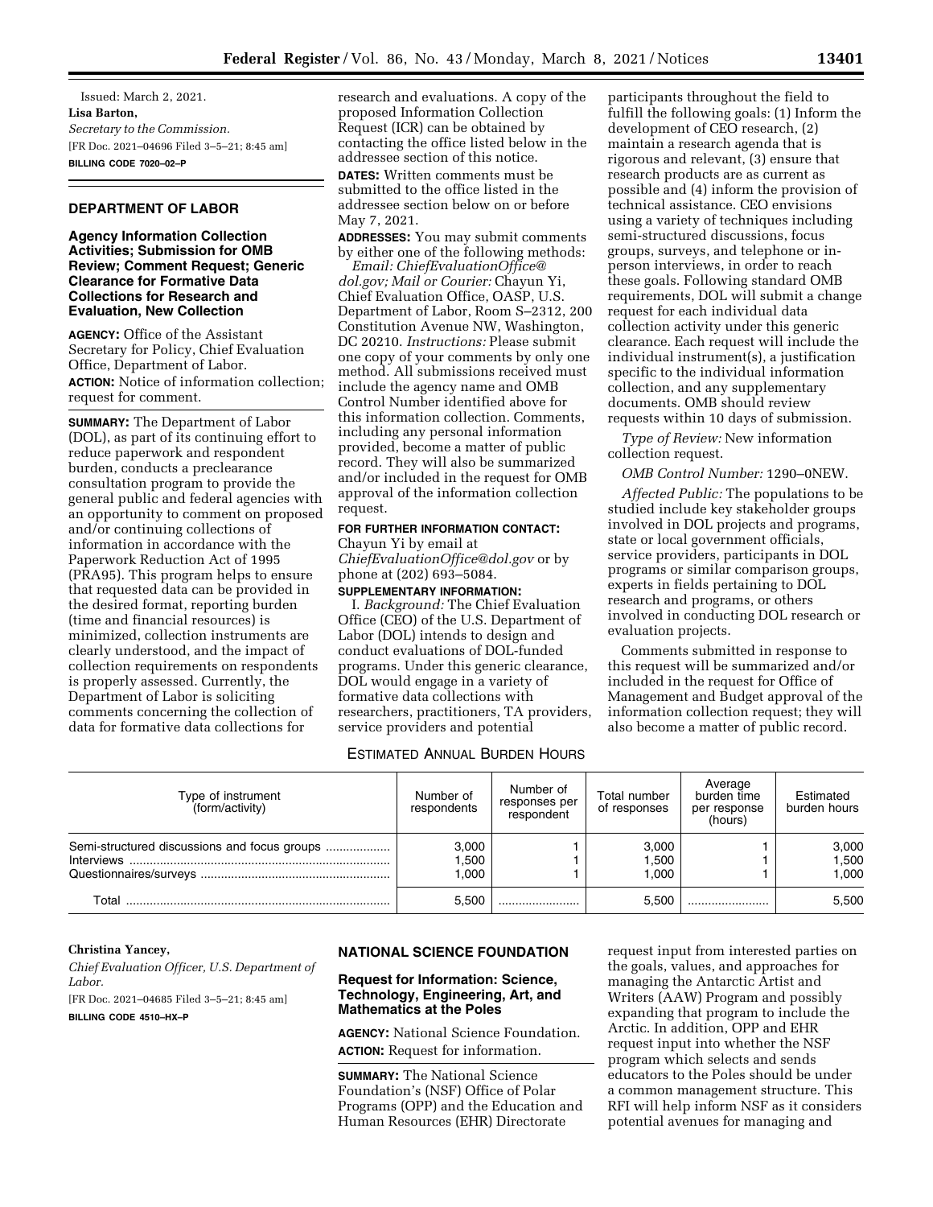Issued: March 2, 2021.

**Lisa Barton,**

*Secretary to the Commission.*

[FR Doc. 2021–04696 Filed 3–5–21; 8:45 am]

**BILLING CODE 7020–02–P**

## DEPARTMENT OF LABOR

### Agency Information Collection Activities; Submission for OMB Review; Comment Request; Generic Clearance for Formative Data Collections for Research and Evaluation, New Collection

**AGENCY:** Office of the Assistant Secretary for Policy, Chief Evaluation Office, Department of Labor.

**ACTION:** Notice of information collection; request for comment.

**SUMMARY:** The Department of Labor (DOL), as part of its continuing effort to reduce paperwork and respondent burden, conducts a preclearance consultation program to provide the general public and federal agencies with an opportunity to comment on proposed and/or continuing collections of information in accordance with the Paperwork Reduction Act of 1995 (PRA95). This program helps to ensure that requested data can be provided in the desired format, reporting burden (time and financial resources) is minimized, collection instruments are clearly understood, and the impact of collection requirements on respondents is properly assessed. Currently, the Department of Labor is soliciting comments concerning the collection of data for formative data collections for research and evaluations. A copy of the proposed Information Collection Request (ICR) can be obtained by contacting the office listed below in the addressee section of this notice.

**DATES:** Written comments must be submitted to the office listed in the addressee section below on or before May 7, 2021.

**ADDRESSES:** You may submit comments by either one of the following methods: *Email: ChiefEvaluationOffice@dol.gov; Mail or Courier:* Chayun Yi, Chief Evaluation Office, OASP, U.S. Department of Labor, Room S–2312, 200 Constitution Avenue NW, Washington, DC 20210. *Instructions:* Please submit one copy of your comments by only one method. All submissions received must include the agency name and OMB Control Number identified above for this information collection. Comments, including any personal information provided, become a matter of public record. They will also be summarized and/or included in the request for OMB approval of the information collection request.

**FOR FURTHER INFORMATION CONTACT:** Chayun Yi by email at *ChiefEvaluationOffice@dol.gov* or by phone at (202) 693–5084.

**SUPPLEMENTARY INFORMATION:**

I. *Background:* The Chief Evaluation Office (CEO) of the U.S. Department of Labor (DOL) intends to design and conduct evaluations of DOL-funded programs. Under this generic clearance, DOL would engage in a variety of formative data collections with researchers, practitioners, TA providers, service providers and potential participants throughout the field to fulfill the following goals: (1) Inform the development of CEO research, (2) maintain a research agenda that is rigorous and relevant, (3) ensure that research products are as current as possible and (4) inform the provision of technical assistance. CEO envisions using a variety of techniques including semi-structured discussions, focus groups, surveys, and telephone or in-person interviews, in order to reach these goals. Following standard OMB requirements, DOL will submit a change request for each individual data collection activity under this generic clearance. Each request will include the individual instrument(s), a justification specific to the individual information collection, and any supplementary documents. OMB should review requests within 10 days of submission.

*Type of Review:* New information collection request.

*OMB Control Number:* 1290–0NEW.

*Affected Public:* The populations to be studied include key stakeholder groups involved in DOL projects and programs, state or local government officials, service providers, participants in DOL programs or similar comparison groups, experts in fields pertaining to DOL research and programs, or others involved in conducting DOL research or evaluation projects.

Comments submitted in response to this request will be summarized and/or included in the request for Office of Management and Budget approval of the information collection request; they will also become a matter of public record.

ESTIMATED ANNUAL BURDEN HOURS

| Type of instrument (form/activity) | Number of respondents | Number of responses per respondent | Total number of responses | Average burden time per response (hours) | Estimated burden hours |
|---|---|---|---|---|---|
| Semi-structured discussions and focus groups | 3,000 | 1 | 3,000 | 1 | 3,000 |
| Interviews | 1,500 | 1 | 1,500 | 1 | 1,500 |
| Questionnaires/surveys | 1,000 | 1 | 1,000 | 1 | 1,000 |
| Total | 5,500 | | 5,500 | | 5,500 |

**Christina Yancey,**

*Chief Evaluation Officer, U.S. Department of Labor.*

[FR Doc. 2021–04685 Filed 3–5–21; 8:45 am]

**BILLING CODE 4510–HX–P**

## NATIONAL SCIENCE FOUNDATION

### Request for Information: Science, Technology, Engineering, Art, and Mathematics at the Poles

**AGENCY:** National Science Foundation.

**ACTION:** Request for information.

**SUMMARY:** The National Science Foundation's (NSF) Office of Polar Programs (OPP) and the Education and Human Resources (EHR) Directorate request input from interested parties on the goals, values, and approaches for managing the Antarctic Artist and Writers (AAW) Program and possibly expanding that program to include the Arctic. In addition, OPP and EHR request input into whether the NSF program which selects and sends educators to the Poles should be under a common management structure. This RFI will help inform NSF as it considers potential avenues for managing and